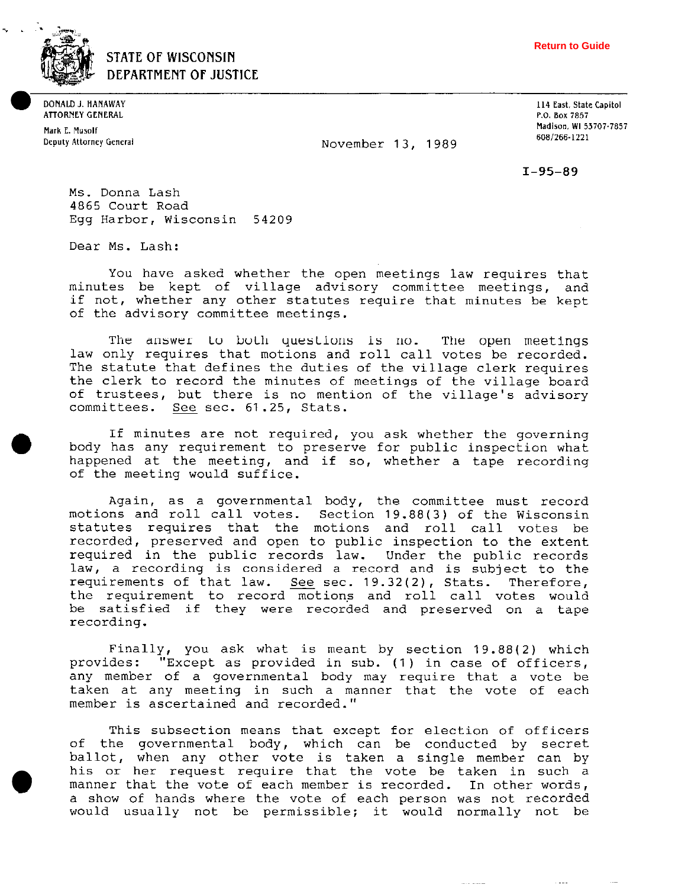Return to Guide

# STATE OF WISCONSIN
# DEPARTMENT OF JUSTICE

DONALD J. HANAWAY
ATTORNEY GENERAL

Mark E. Musolf
Deputy Attorney General

114 East, State Capitol
P.O. Box 7857
Madison, WI 53707-7857
608/266-1221

November 13, 1989

**I-95-89**

Ms. Donna Lash
4865 Court Road
Egg Harbor, Wisconsin 54209

Dear Ms. Lash:

You have asked whether the open meetings law requires that minutes be kept of village advisory committee meetings, and if not, whether any other statutes require that minutes be kept of the advisory committee meetings.

The answer to both questions is no. The open meetings law only requires that motions and roll call votes be recorded. The statute that defines the duties of the village clerk requires the clerk to record the minutes of meetings of the village board of trustees, but there is no mention of the village's advisory committees. See sec. 61.25, Stats.

If minutes are not required, you ask whether the governing body has any requirement to preserve for public inspection what happened at the meeting, and if so, whether a tape recording of the meeting would suffice.

Again, as a governmental body, the committee must record motions and roll call votes. Section 19.88(3) of the Wisconsin statutes requires that the motions and roll call votes be recorded, preserved and open to public inspection to the extent required in the public records law. Under the public records law, a recording is considered a record and is subject to the requirements of that law. See sec. 19.32(2), Stats. Therefore, the requirement to record motions and roll call votes would be satisfied if they were recorded and preserved on a tape recording.

Finally, you ask what is meant by section 19.88(2) which provides: "Except as provided in sub. (1) in case of officers, any member of a governmental body may require that a vote be taken at any meeting in such a manner that the vote of each member is ascertained and recorded."

This subsection means that except for election of officers of the governmental body, which can be conducted by secret ballot, when any other vote is taken a single member can by his or her request require that the vote be taken in such a manner that the vote of each member is recorded. In other words, a show of hands where the vote of each person was not recorded would usually not be permissible; it would normally not be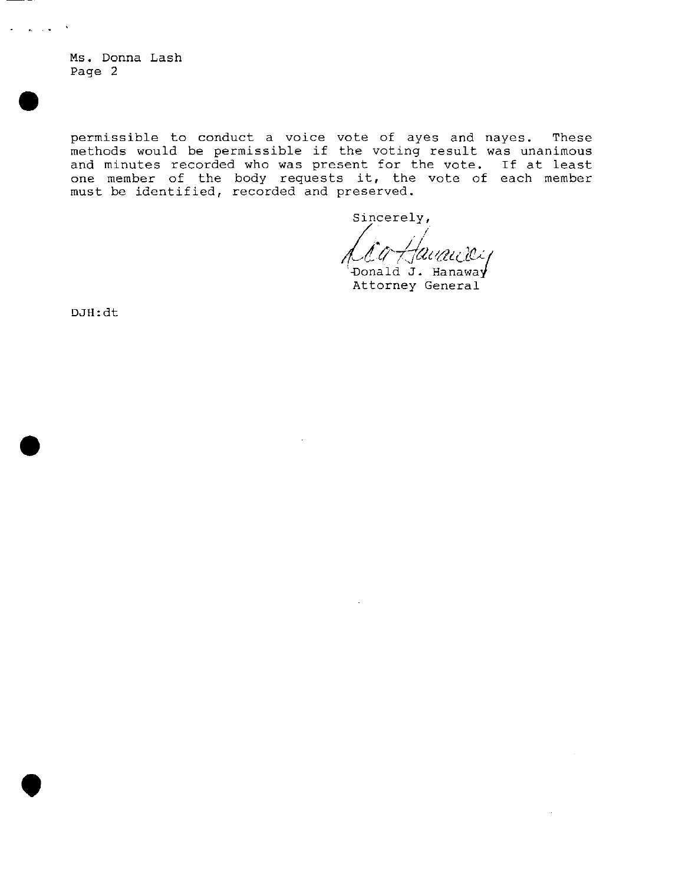Ms. Donna Lash
Page 2

permissible to conduct a voice vote of ayes and nayes. These methods would be permissible if the voting result was unanimous and minutes recorded who was present for the vote. If at least one member of the body requests it, the vote of each member must be identified, recorded and preserved.

Sincerely,

Donald J. Hanaway
Attorney General

DJH:dt